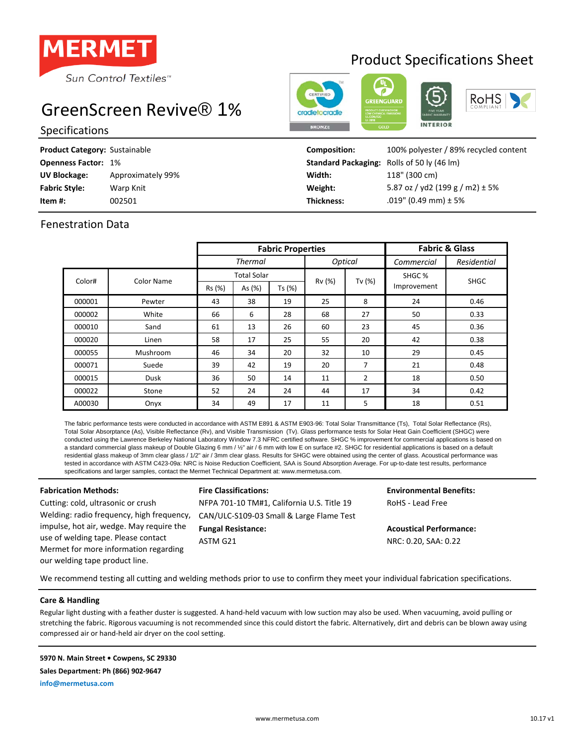MERMET

Sun Control Textiles™

# Product Specifications Sheet

# GreenScreen Revive® 1%

## Specifications

**Product Category:** Sustainable
**Openness Factor:** 1%
**UV Blockage:** Approximately 99%
**Fabric Style:** Warp Knit
**Item #:** 002501

**Composition:** 100% polyester / 89% recycled content
**Standard Packaging:** Rolls of 50 ly (46 lm)
**Width:** 118" (300 cm)
**Weight:** 5.87 oz / yd2 (199 g / m2) ± 5%
**Thickness:** .019" (0.49 mm) ± 5%

## Fenestration Data

| | | Fabric Properties | | | | | Fabric & Glass | |
|---|---|---|---|---|---|---|---|---|
| | | *Thermal* | | | *Optical* | | *Commercial* | *Residential* |
| | | Total Solar | | | | | | |
| Color# | Color Name | Rs (%) | As (%) | Ts (%) | Rv (%) | Tv (%) | SHGC % Improvement | SHGC |
| 000001 | Pewter | 43 | 38 | 19 | 25 | 8 | 24 | 0.46 |
| 000002 | White | 66 | 6 | 28 | 68 | 27 | 50 | 0.33 |
| 000010 | Sand | 61 | 13 | 26 | 60 | 23 | 45 | 0.36 |
| 000020 | Linen | 58 | 17 | 25 | 55 | 20 | 42 | 0.38 |
| 000055 | Mushroom | 46 | 34 | 20 | 32 | 10 | 29 | 0.45 |
| 000071 | Suede | 39 | 42 | 19 | 20 | 7 | 21 | 0.48 |
| 000015 | Dusk | 36 | 50 | 14 | 11 | 2 | 18 | 0.50 |
| 000022 | Stone | 52 | 24 | 24 | 44 | 17 | 34 | 0.42 |
| A00030 | Onyx | 34 | 49 | 17 | 11 | 5 | 18 | 0.51 |

The fabric performance tests were conducted in accordance with ASTM E891 & ASTM E903-96: Total Solar Transmittance (Ts), Total Solar Reflectance (Rs), Total Solar Absorptance (As), Visible Reflectance (Rv), and Visible Transmission (Tv). Glass performance tests for Solar Heat Gain Coefficient (SHGC) were conducted using the Lawrence Berkeley National Laboratory Window 7.3 NFRC certified software. SHGC % improvement for commercial applications is based on a standard commercial glass makeup of Double Glazing 6 mm / ½" air / 6 mm with low E on surface #2. SHGC for residential applications is based on a default residential glass makeup of 3mm clear glass / 1/2" air / 3mm clear glass. Results for SHGC were obtained using the center of glass. Acoustical performance was tested in accordance with ASTM C423-09a: NRC is Noise Reduction Coefficient, SAA is Sound Absorption Average. For up-to-date test results, performance specifications and larger samples, contact the Mermet Technical Department at: www.mermetusa.com.

**Fabrication Methods:**

Cutting: cold, ultrasonic or crush
Welding: radio frequency, high frequency, impulse, hot air, wedge. May require the use of welding tape. Please contact Mermet for more information regarding our welding tape product line.

**Fire Classifications:**

NFPA 701-10 TM#1, California U.S. Title 19
CAN/ULC-S109-03 Small & Large Flame Test

**Fungal Resistance:**

ASTM G21

**Environmental Benefits:**

RoHS - Lead Free

**Acoustical Performance:**

NRC: 0.20, SAA: 0.22

We recommend testing all cutting and welding methods prior to use to confirm they meet your individual fabrication specifications.

**Care & Handling**

Regular light dusting with a feather duster is suggested. A hand-held vacuum with low suction may also be used. When vacuuming, avoid pulling or stretching the fabric. Rigorous vacuuming is not recommended since this could distort the fabric. Alternatively, dirt and debris can be blown away using compressed air or hand-held air dryer on the cool setting.

**5970 N. Main Street • Cowpens, SC 29330**
**Sales Department: Ph (866) 902-9647**
**info@mermetusa.com**

www.mermetusa.com

10.17 v1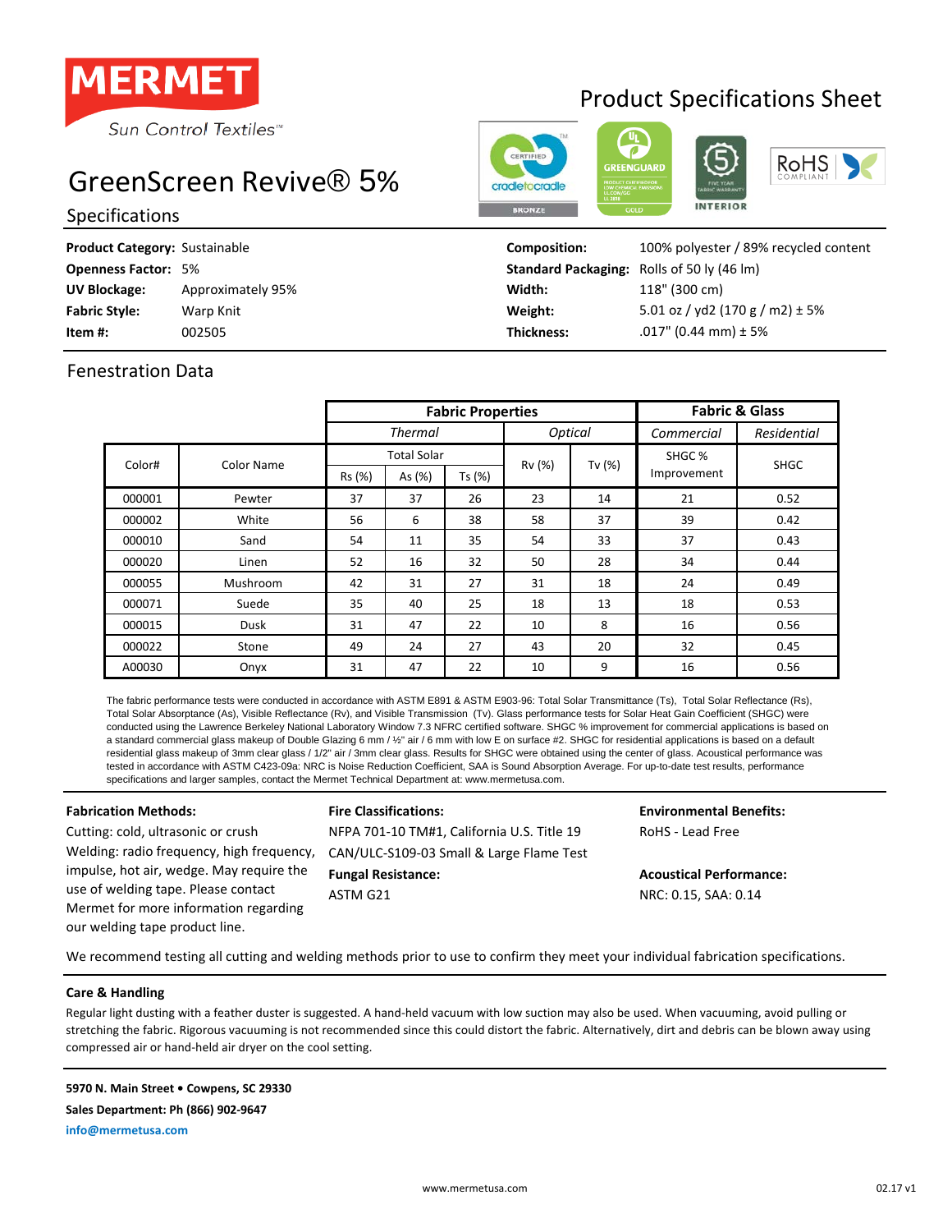MERMET

Sun Control Textiles™

# Product Specifications Sheet

# GreenScreen Revive® 5%

## Specifications

**Product Category:** Sustainable
**Openness Factor:** 5%
**UV Blockage:** Approximately 95%
**Fabric Style:** Warp Knit
**Item #:** 002505

**Composition:** 100% polyester / 89% recycled content
**Standard Packaging:** Rolls of 50 ly (46 lm)
**Width:** 118" (300 cm)
**Weight:** 5.01 oz / yd2 (170 g / m2) ± 5%
**Thickness:** .017" (0.44 mm) ± 5%

## Fenestration Data

| | | Fabric Properties | | | | | Fabric & Glass | |
|---|---|---|---|---|---|---|---|---|
| | | *Thermal* | | | *Optical* | | *Commercial* | *Residential* |
| | | Total Solar | | | | | | |
| Color# | Color Name | Rs (%) | As (%) | Ts (%) | Rv (%) | Tv (%) | SHGC % Improvement | SHGC |
| 000001 | Pewter | 37 | 37 | 26 | 23 | 14 | 21 | 0.52 |
| 000002 | White | 56 | 6 | 38 | 58 | 37 | 39 | 0.42 |
| 000010 | Sand | 54 | 11 | 35 | 54 | 33 | 37 | 0.43 |
| 000020 | Linen | 52 | 16 | 32 | 50 | 28 | 34 | 0.44 |
| 000055 | Mushroom | 42 | 31 | 27 | 31 | 18 | 24 | 0.49 |
| 000071 | Suede | 35 | 40 | 25 | 18 | 13 | 18 | 0.53 |
| 000015 | Dusk | 31 | 47 | 22 | 10 | 8 | 16 | 0.56 |
| 000022 | Stone | 49 | 24 | 27 | 43 | 20 | 32 | 0.45 |
| A00030 | Onyx | 31 | 47 | 22 | 10 | 9 | 16 | 0.56 |

The fabric performance tests were conducted in accordance with ASTM E891 & ASTM E903-96: Total Solar Transmittance (Ts), Total Solar Reflectance (Rs), Total Solar Absorptance (As), Visible Reflectance (Rv), and Visible Transmission (Tv). Glass performance tests for Solar Heat Gain Coefficient (SHGC) were conducted using the Lawrence Berkeley National Laboratory Window 7.3 NFRC certified software. SHGC % improvement for commercial applications is based on a standard commercial glass makeup of Double Glazing 6 mm / ½" air / 6 mm with low E on surface #2. SHGC for residential applications is based on a default residential glass makeup of 3mm clear glass / 1/2" air / 3mm clear glass. Results for SHGC were obtained using the center of glass. Acoustical performance was tested in accordance with ASTM C423-09a: NRC is Noise Reduction Coefficient, SAA is Sound Absorption Average. For up-to-date test results, performance specifications and larger samples, contact the Mermet Technical Department at: www.mermetusa.com.

**Fabrication Methods:**

Cutting: cold, ultrasonic or crush
Welding: radio frequency, high frequency, impulse, hot air, wedge. May require the use of welding tape. Please contact Mermet for more information regarding our welding tape product line.

**Fire Classifications:**

NFPA 701-10 TM#1, California U.S. Title 19
CAN/ULC-S109-03 Small & Large Flame Test

**Fungal Resistance:**

ASTM G21

**Environmental Benefits:**

RoHS - Lead Free

**Acoustical Performance:**

NRC: 0.15, SAA: 0.14

We recommend testing all cutting and welding methods prior to use to confirm they meet your individual fabrication specifications.

**Care & Handling**

Regular light dusting with a feather duster is suggested. A hand-held vacuum with low suction may also be used. When vacuuming, avoid pulling or stretching the fabric. Rigorous vacuuming is not recommended since this could distort the fabric. Alternatively, dirt and debris can be blown away using compressed air or hand-held air dryer on the cool setting.

**5970 N. Main Street • Cowpens, SC 29330**
**Sales Department: Ph (866) 902-9647**
**info@mermetusa.com**

www.mermetusa.com

02.17 v1